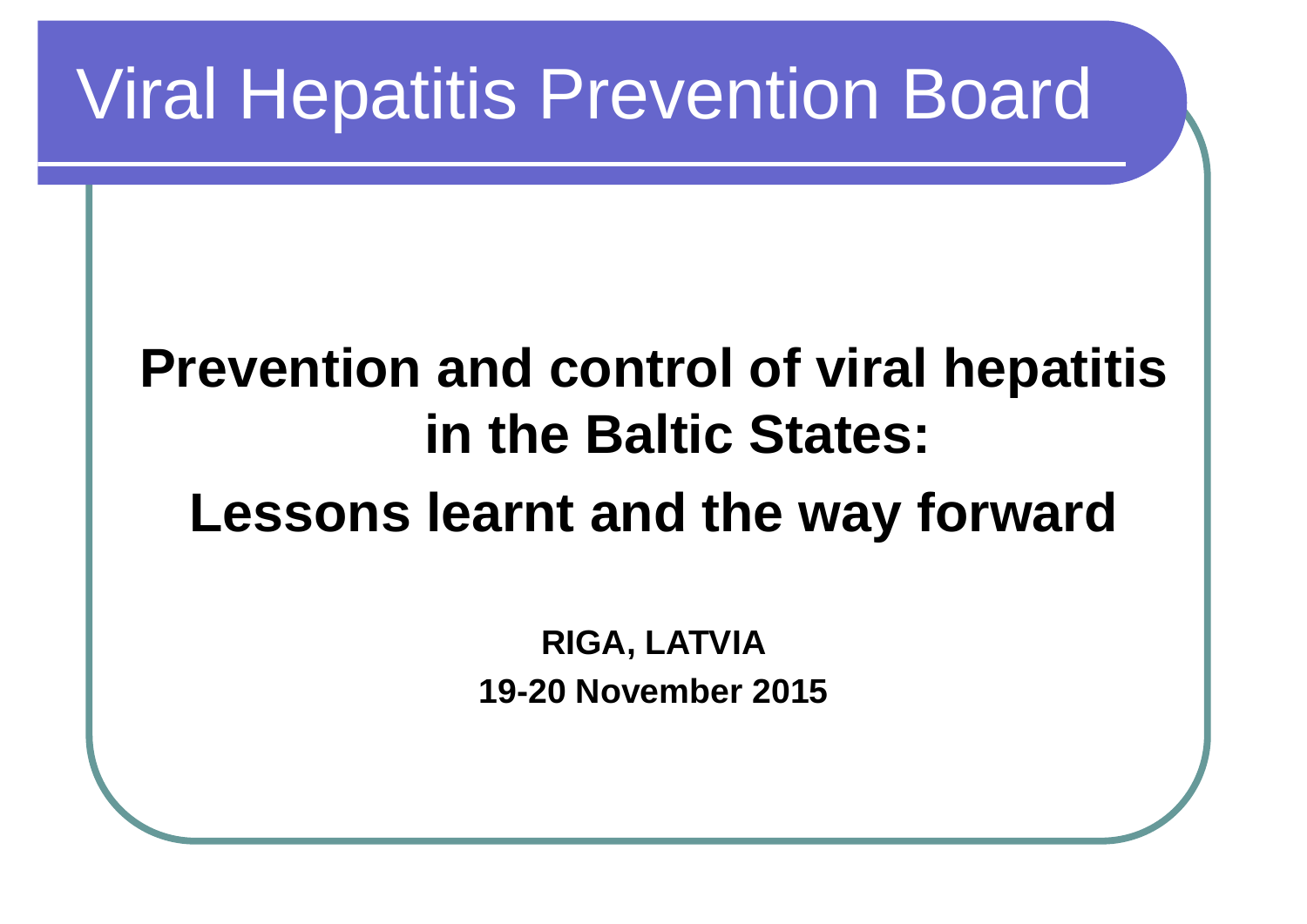# Viral Hepatitis Prevention Board

## Prevention and control of viral hepatitis in the Baltic States:

## Lessons learnt and the way forward

**RIGA, LATVIA**

**19-20 November 2015**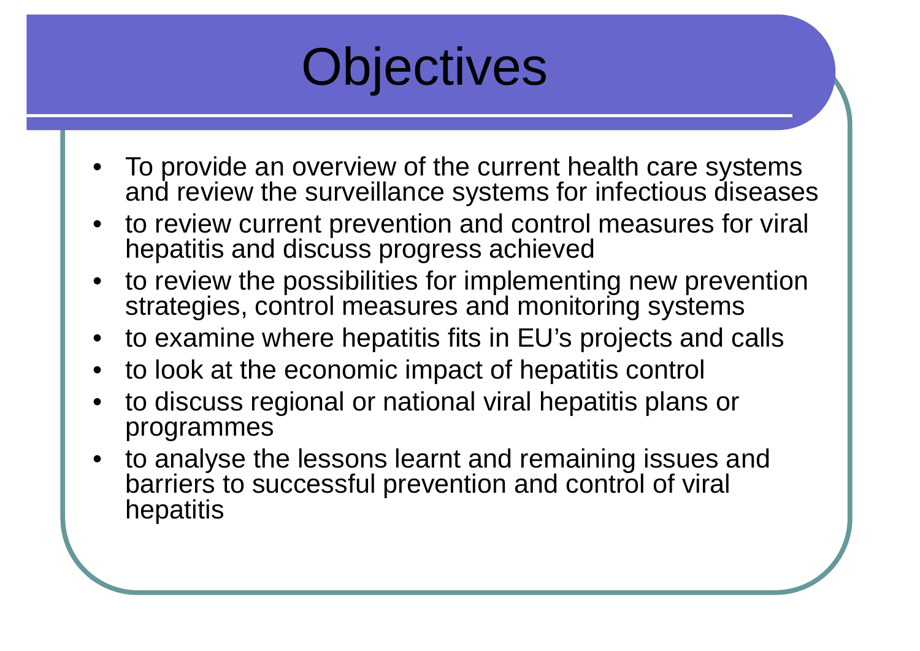# Objectives

- To provide an overview of the current health care systems and review the surveillance systems for infectious diseases
- to review current prevention and control measures for viral hepatitis and discuss progress achieved
- to review the possibilities for implementing new prevention strategies, control measures and monitoring systems
- to examine where hepatitis fits in EU's projects and calls
- to look at the economic impact of hepatitis control
- to discuss regional or national viral hepatitis plans or programmes
- to analyse the lessons learnt and remaining issues and barriers to successful prevention and control of viral hepatitis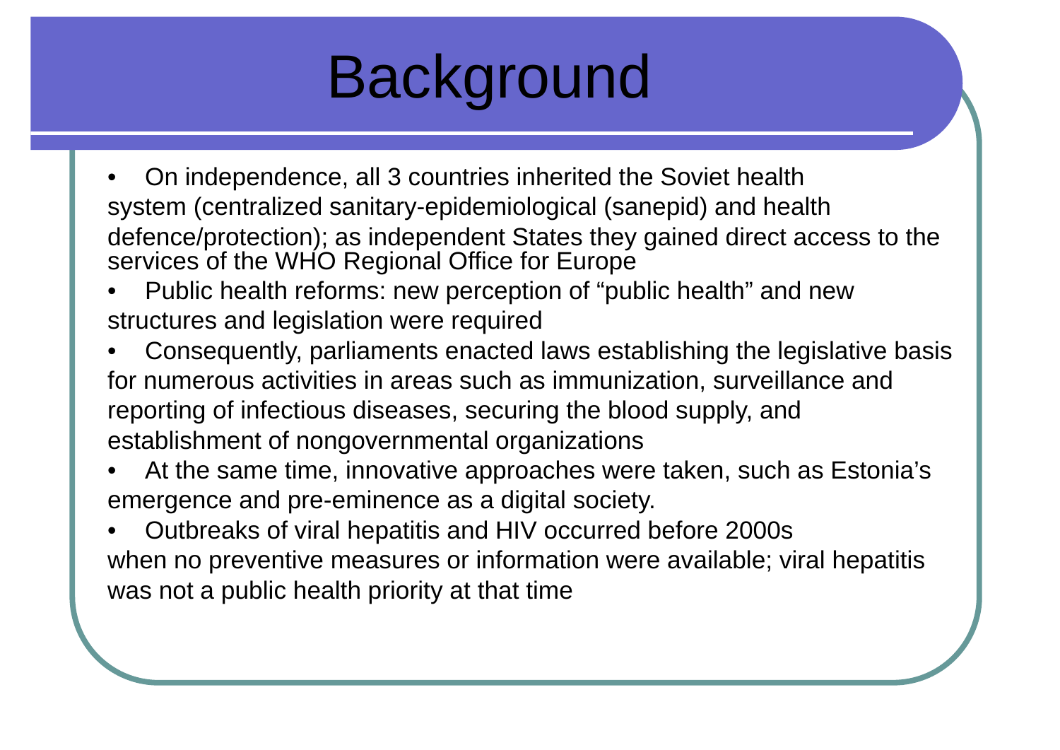# Background

- On independence, all 3 countries inherited the Soviet health system (centralized sanitary-epidemiological (sanepid) and health defence/protection); as independent States they gained direct access to the services of the WHO Regional Office for Europe
- Public health reforms: new perception of "public health" and new structures and legislation were required
- Consequently, parliaments enacted laws establishing the legislative basis for numerous activities in areas such as immunization, surveillance and reporting of infectious diseases, securing the blood supply, and establishment of nongovernmental organizations
- At the same time, innovative approaches were taken, such as Estonia's emergence and pre-eminence as a digital society.
- Outbreaks of viral hepatitis and HIV occurred before 2000s when no preventive measures or information were available; viral hepatitis was not a public health priority at that time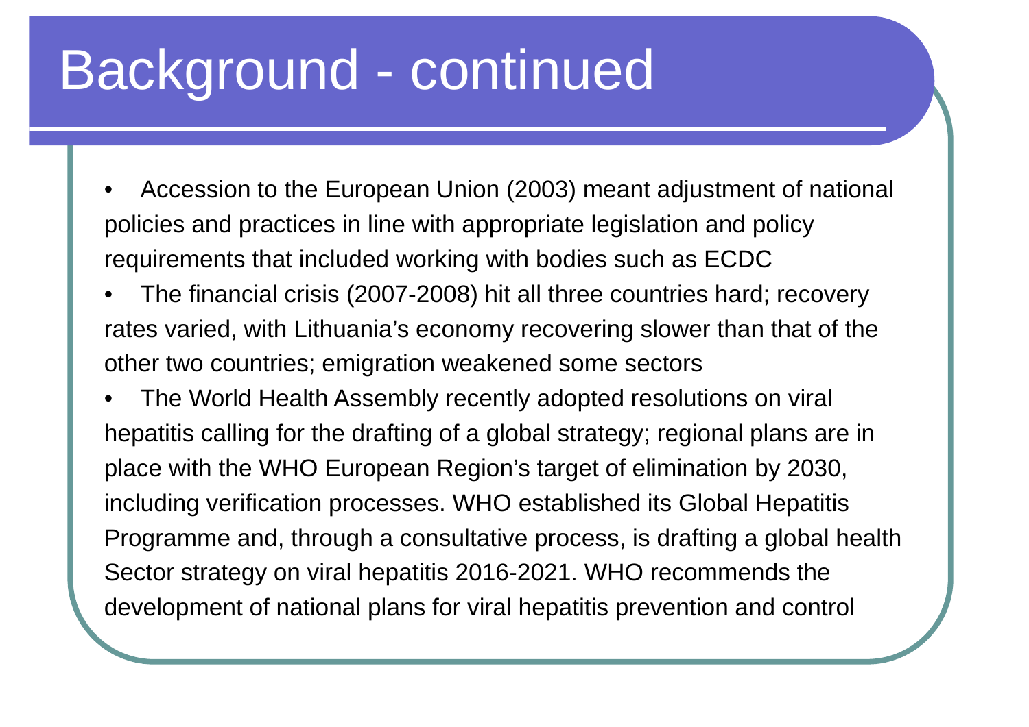# Background - continued

- Accession to the European Union (2003) meant adjustment of national policies and practices in line with appropriate legislation and policy requirements that included working with bodies such as ECDC
- The financial crisis (2007-2008) hit all three countries hard; recovery rates varied, with Lithuania's economy recovering slower than that of the other two countries; emigration weakened some sectors
- The World Health Assembly recently adopted resolutions on viral hepatitis calling for the drafting of a global strategy; regional plans are in place with the WHO European Region's target of elimination by 2030, including verification processes. WHO established its Global Hepatitis Programme and, through a consultative process, is drafting a global health Sector strategy on viral hepatitis 2016-2021. WHO recommends the development of national plans for viral hepatitis prevention and control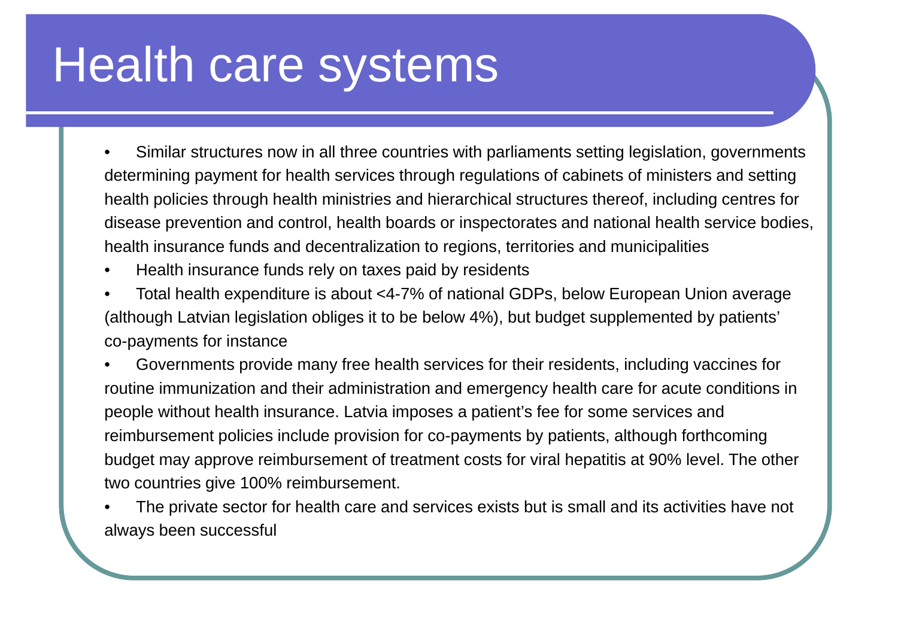# Health care systems

- Similar structures now in all three countries with parliaments setting legislation, governments determining payment for health services through regulations of cabinets of ministers and setting health policies through health ministries and hierarchical structures thereof, including centres for disease prevention and control, health boards or inspectorates and national health service bodies, health insurance funds and decentralization to regions, territories and municipalities
- Health insurance funds rely on taxes paid by residents
- Total health expenditure is about <4-7% of national GDPs, below European Union average (although Latvian legislation obliges it to be below 4%), but budget supplemented by patients' co-payments for instance
- Governments provide many free health services for their residents, including vaccines for routine immunization and their administration and emergency health care for acute conditions in people without health insurance. Latvia imposes a patient's fee for some services and reimbursement policies include provision for co-payments by patients, although forthcoming budget may approve reimbursement of treatment costs for viral hepatitis at 90% level. The other two countries give 100% reimbursement.
- The private sector for health care and services exists but is small and its activities have not always been successful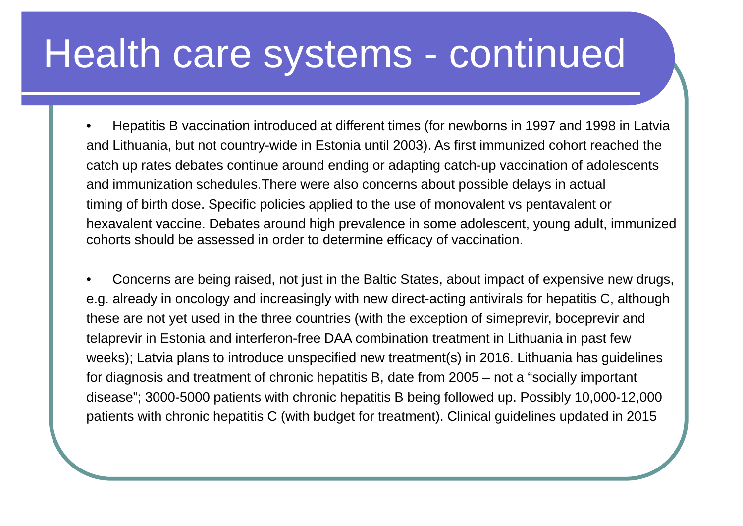# Health care systems - continued

- Hepatitis B vaccination introduced at different times (for newborns in 1997 and 1998 in Latvia and Lithuania, but not country-wide in Estonia until 2003). As first immunized cohort reached the catch up rates debates continue around ending or adapting catch-up vaccination of adolescents and immunization schedules.There were also concerns about possible delays in actual timing of birth dose. Specific policies applied to the use of monovalent vs pentavalent or hexavalent vaccine. Debates around high prevalence in some adolescent, young adult, immunized cohorts should be assessed in order to determine efficacy of vaccination.

- Concerns are being raised, not just in the Baltic States, about impact of expensive new drugs, e.g. already in oncology and increasingly with new direct-acting antivirals for hepatitis C, although these are not yet used in the three countries (with the exception of simeprevir, boceprevir and telaprevir in Estonia and interferon-free DAA combination treatment in Lithuania in past few weeks); Latvia plans to introduce unspecified new treatment(s) in 2016. Lithuania has guidelines for diagnosis and treatment of chronic hepatitis B, date from 2005 – not a "socially important disease"; 3000-5000 patients with chronic hepatitis B being followed up. Possibly 10,000-12,000 patients with chronic hepatitis C (with budget for treatment). Clinical guidelines updated in 2015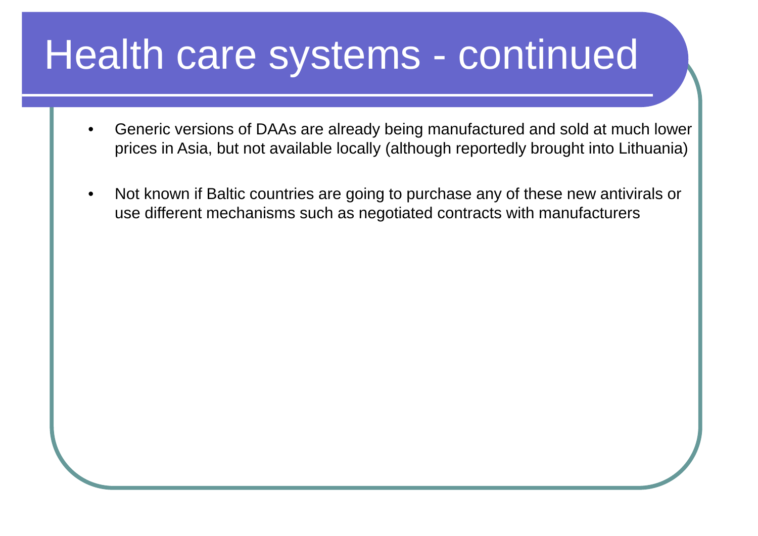# Health care systems - continued

- Generic versions of DAAs are already being manufactured and sold at much lower prices in Asia, but not available locally (although reportedly brought into Lithuania)
- Not known if Baltic countries are going to purchase any of these new antivirals or use different mechanisms such as negotiated contracts with manufacturers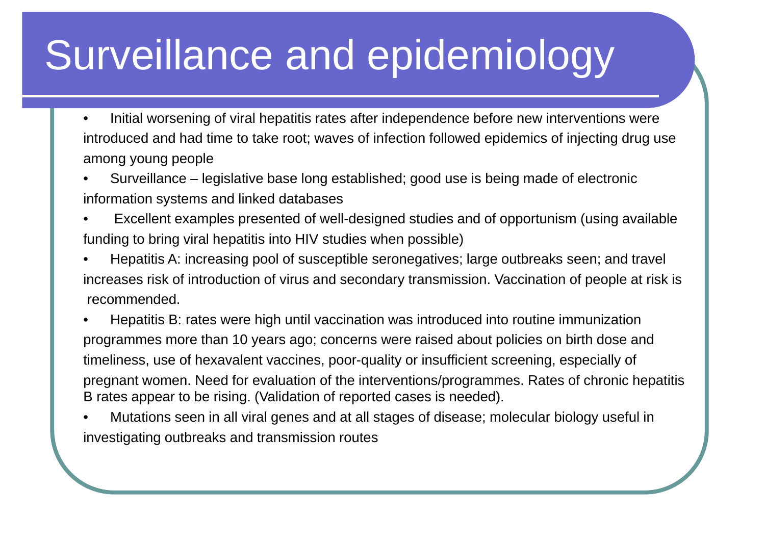# Surveillance and epidemiology

- Initial worsening of viral hepatitis rates after independence before new interventions were introduced and had time to take root; waves of infection followed epidemics of injecting drug use among young people
- Surveillance – legislative base long established; good use is being made of electronic information systems and linked databases
- Excellent examples presented of well-designed studies and of opportunism (using available funding to bring viral hepatitis into HIV studies when possible)
- Hepatitis A: increasing pool of susceptible seronegatives; large outbreaks seen; and travel increases risk of introduction of virus and secondary transmission. Vaccination of people at risk is recommended.
- Hepatitis B: rates were high until vaccination was introduced into routine immunization programmes more than 10 years ago; concerns were raised about policies on birth dose and timeliness, use of hexavalent vaccines, poor-quality or insufficient screening, especially of pregnant women. Need for evaluation of the interventions/programmes. Rates of chronic hepatitis B rates appear to be rising. (Validation of reported cases is needed).
- Mutations seen in all viral genes and at all stages of disease; molecular biology useful in investigating outbreaks and transmission routes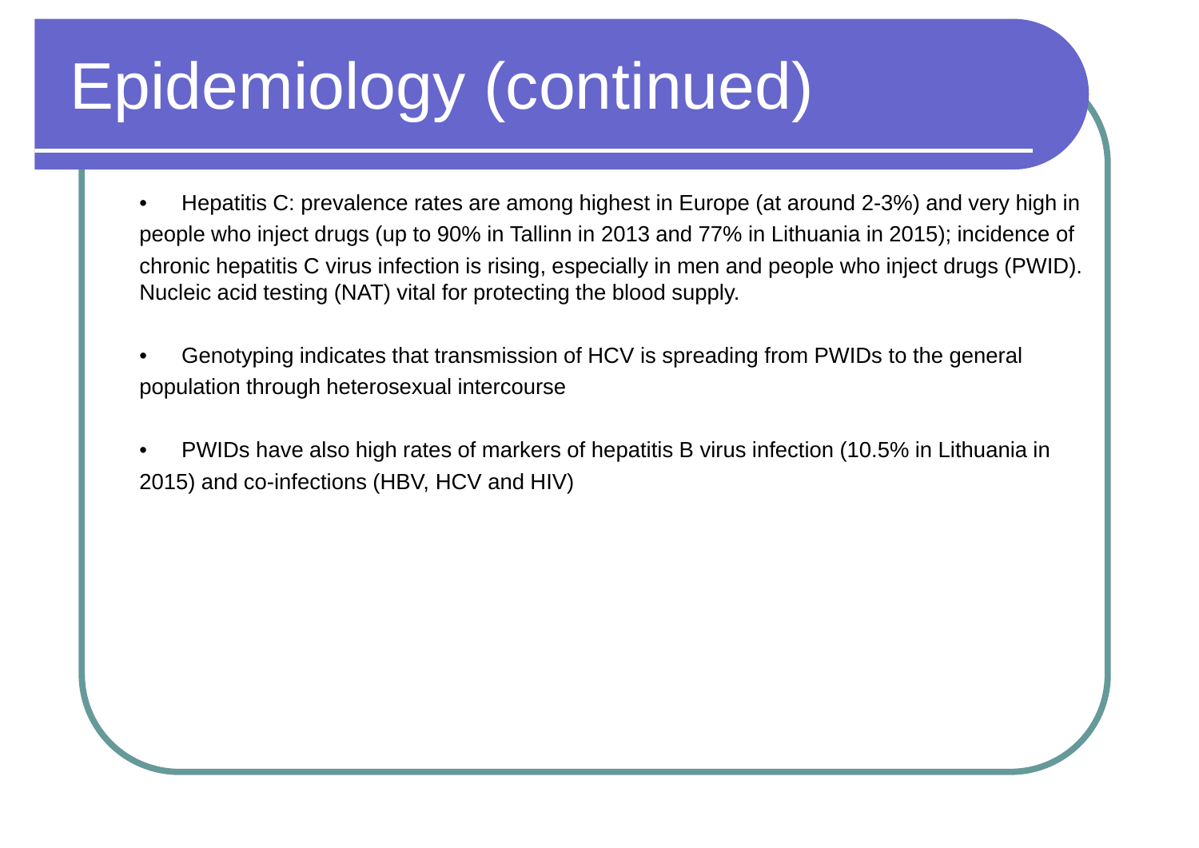# Epidemiology (continued)

- Hepatitis C: prevalence rates are among highest in Europe (at around 2-3%) and very high in people who inject drugs (up to 90% in Tallinn in 2013 and 77% in Lithuania in 2015); incidence of chronic hepatitis C virus infection is rising, especially in men and people who inject drugs (PWID). Nucleic acid testing (NAT) vital for protecting the blood supply.

- Genotyping indicates that transmission of HCV is spreading from PWIDs to the general population through heterosexual intercourse

- PWIDs have also high rates of markers of hepatitis B virus infection (10.5% in Lithuania in 2015) and co-infections (HBV, HCV and HIV)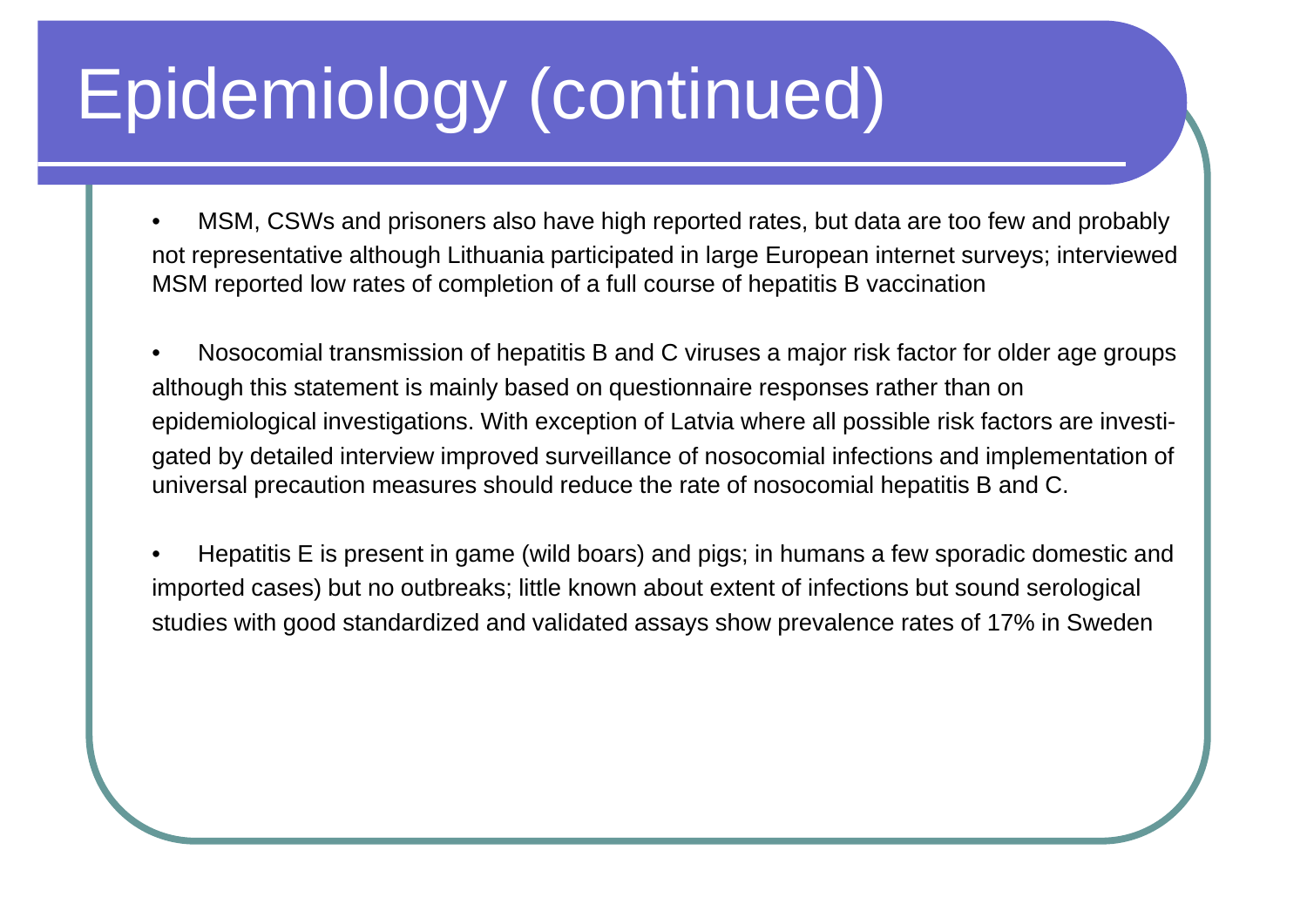# Epidemiology (continued)

- MSM, CSWs and prisoners also have high reported rates, but data are too few and probably not representative although Lithuania participated in large European internet surveys; interviewed MSM reported low rates of completion of a full course of hepatitis B vaccination

- Nosocomial transmission of hepatitis B and C viruses a major risk factor for older age groups although this statement is mainly based on questionnaire responses rather than on epidemiological investigations. With exception of Latvia where all possible risk factors are investigated by detailed interview improved surveillance of nosocomial infections and implementation of universal precaution measures should reduce the rate of nosocomial hepatitis B and C.

- Hepatitis E is present in game (wild boars) and pigs; in humans a few sporadic domestic and imported cases) but no outbreaks; little known about extent of infections but sound serological studies with good standardized and validated assays show prevalence rates of 17% in Sweden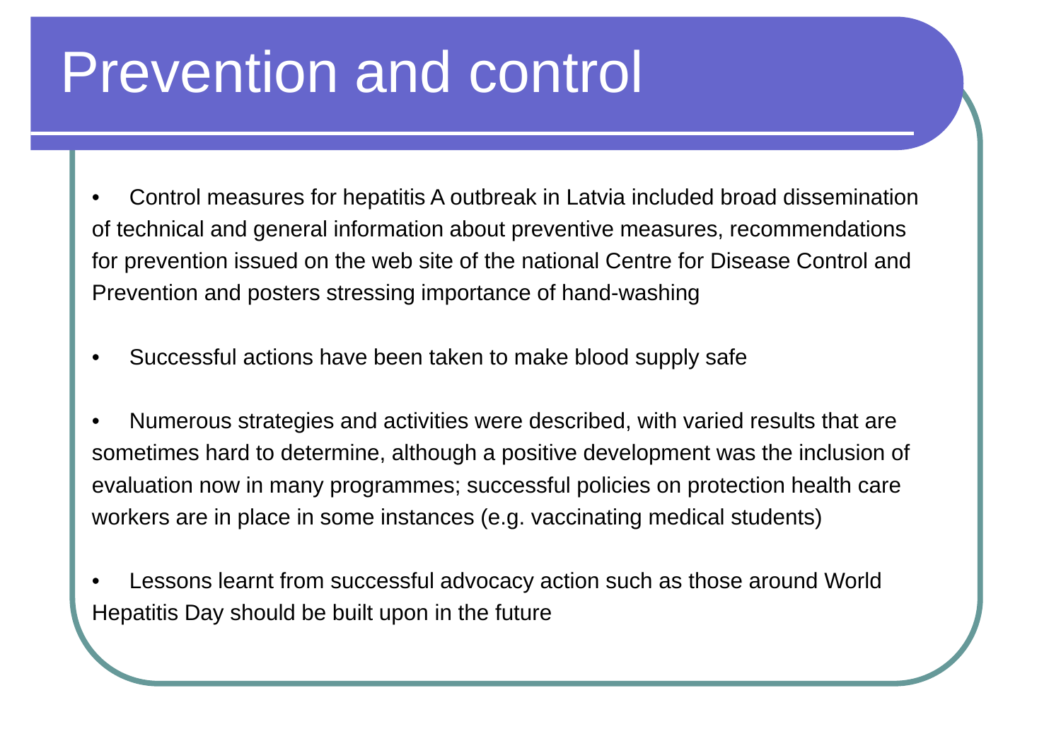# Prevention and control

- Control measures for hepatitis A outbreak in Latvia included broad dissemination of technical and general information about preventive measures, recommendations for prevention issued on the web site of the national Centre for Disease Control and Prevention and posters stressing importance of hand-washing

- Successful actions have been taken to make blood supply safe

- Numerous strategies and activities were described, with varied results that are sometimes hard to determine, although a positive development was the inclusion of evaluation now in many programmes; successful policies on protection health care workers are in place in some instances (e.g. vaccinating medical students)

- Lessons learnt from successful advocacy action such as those around World Hepatitis Day should be built upon in the future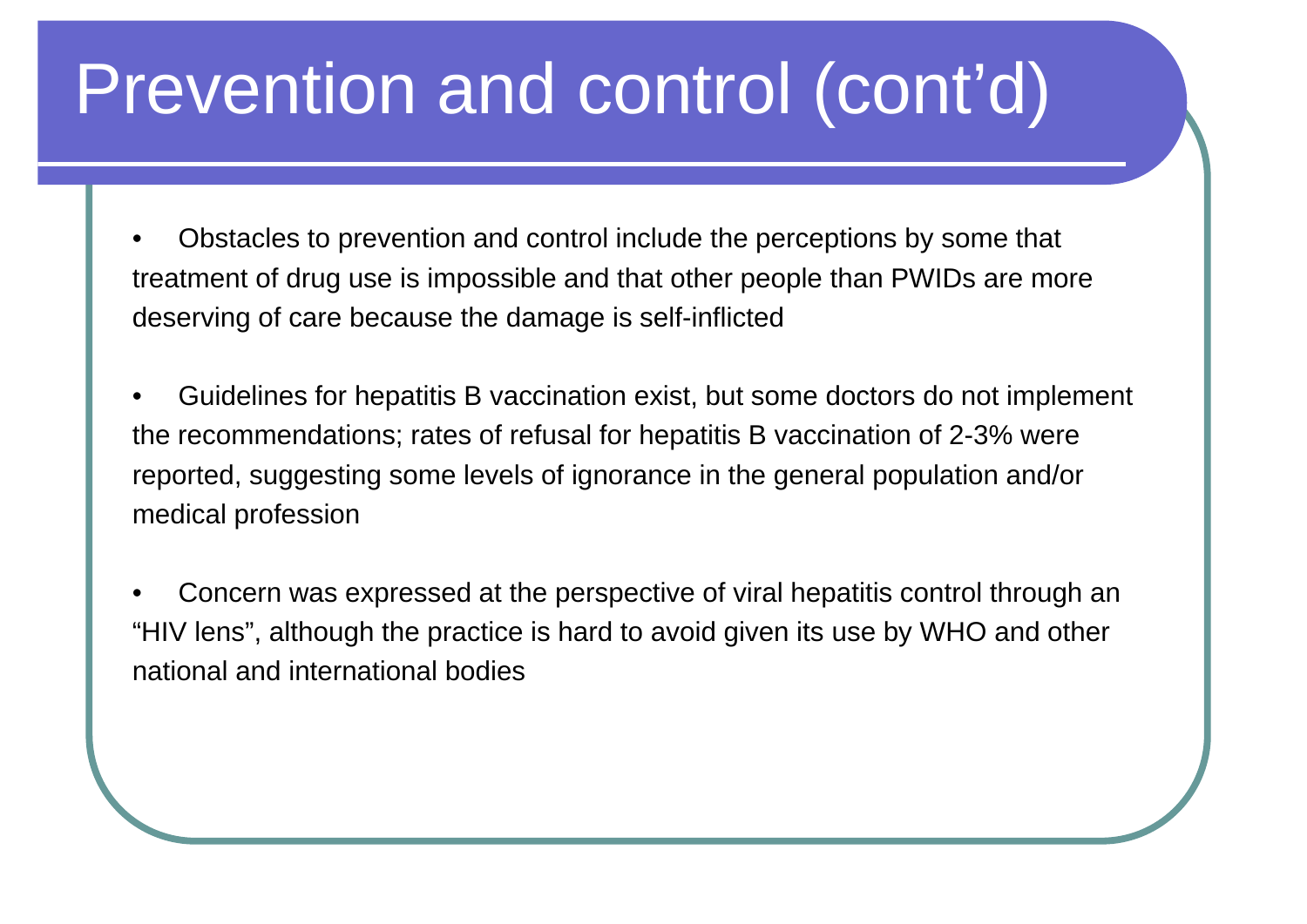# Prevention and control (cont'd)

- Obstacles to prevention and control include the perceptions by some that treatment of drug use is impossible and that other people than PWIDs are more deserving of care because the damage is self-inflicted

- Guidelines for hepatitis B vaccination exist, but some doctors do not implement the recommendations; rates of refusal for hepatitis B vaccination of 2-3% were reported, suggesting some levels of ignorance in the general population and/or medical profession

- Concern was expressed at the perspective of viral hepatitis control through an "HIV lens", although the practice is hard to avoid given its use by WHO and other national and international bodies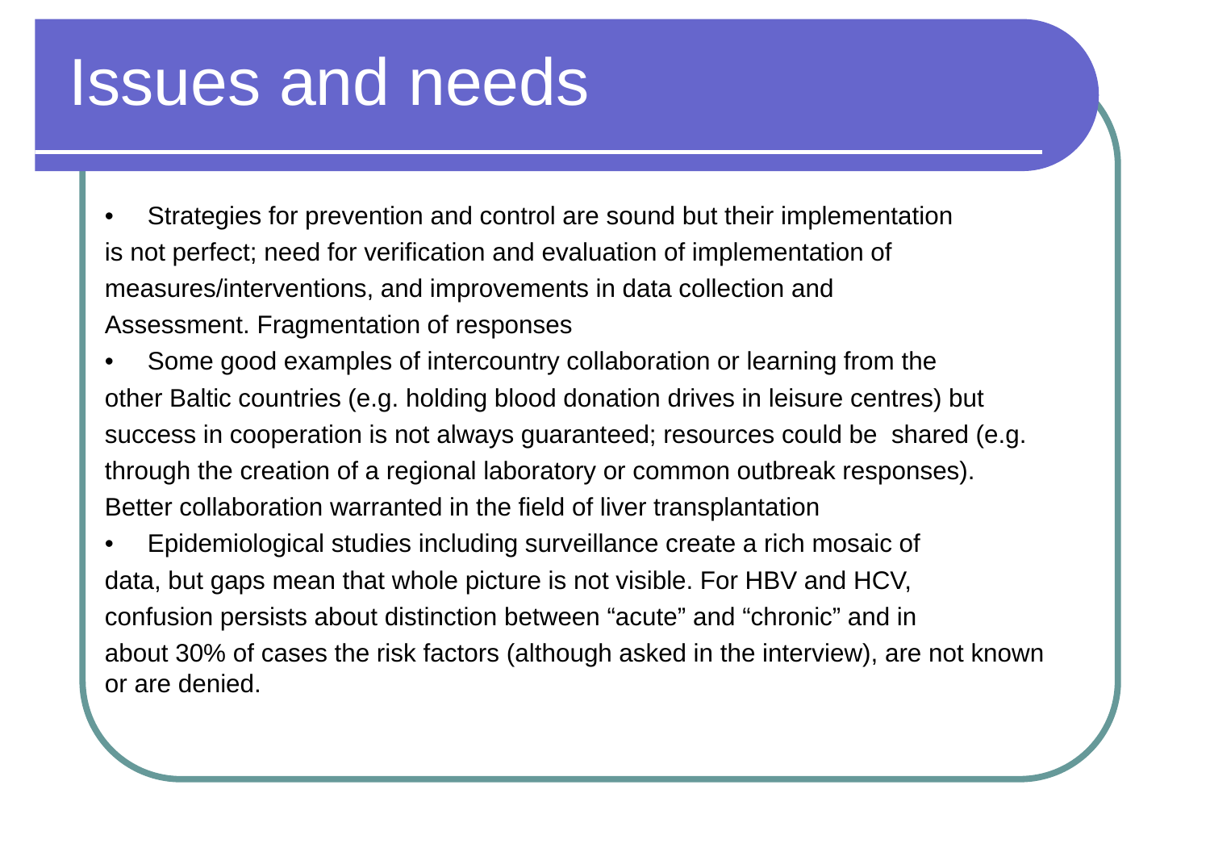# Issues and needs

- Strategies for prevention and control are sound but their implementation is not perfect; need for verification and evaluation of implementation of measures/interventions, and improvements in data collection and Assessment. Fragmentation of responses
- Some good examples of intercountry collaboration or learning from the other Baltic countries (e.g. holding blood donation drives in leisure centres) but success in cooperation is not always guaranteed; resources could be shared (e.g. through the creation of a regional laboratory or common outbreak responses). Better collaboration warranted in the field of liver transplantation
- Epidemiological studies including surveillance create a rich mosaic of data, but gaps mean that whole picture is not visible. For HBV and HCV, confusion persists about distinction between "acute" and "chronic" and in about 30% of cases the risk factors (although asked in the interview), are not known or are denied.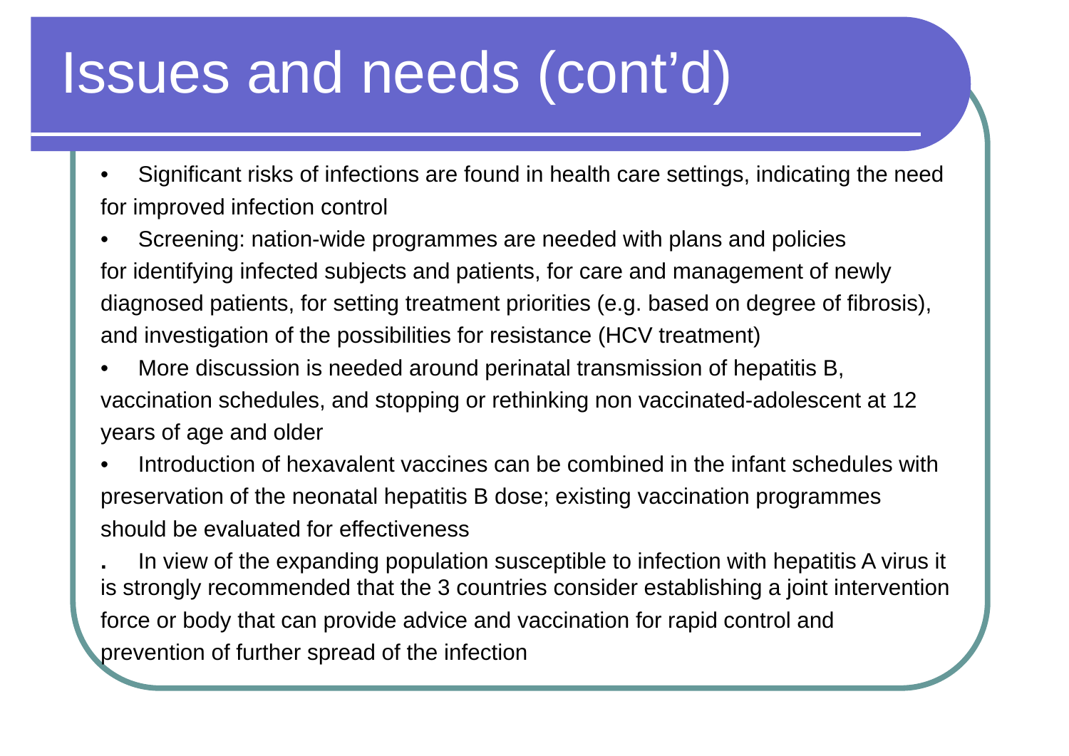# Issues and needs (cont'd)

- Significant risks of infections are found in health care settings, indicating the need for improved infection control
- Screening: nation-wide programmes are needed with plans and policies for identifying infected subjects and patients, for care and management of newly diagnosed patients, for setting treatment priorities (e.g. based on degree of fibrosis), and investigation of the possibilities for resistance (HCV treatment)
- More discussion is needed around perinatal transmission of hepatitis B, vaccination schedules, and stopping or rethinking non vaccinated-adolescent at 12 years of age and older
- Introduction of hexavalent vaccines can be combined in the infant schedules with preservation of the neonatal hepatitis B dose; existing vaccination programmes should be evaluated for effectiveness
- In view of the expanding population susceptible to infection with hepatitis A virus it is strongly recommended that the 3 countries consider establishing a joint intervention force or body that can provide advice and vaccination for rapid control and prevention of further spread of the infection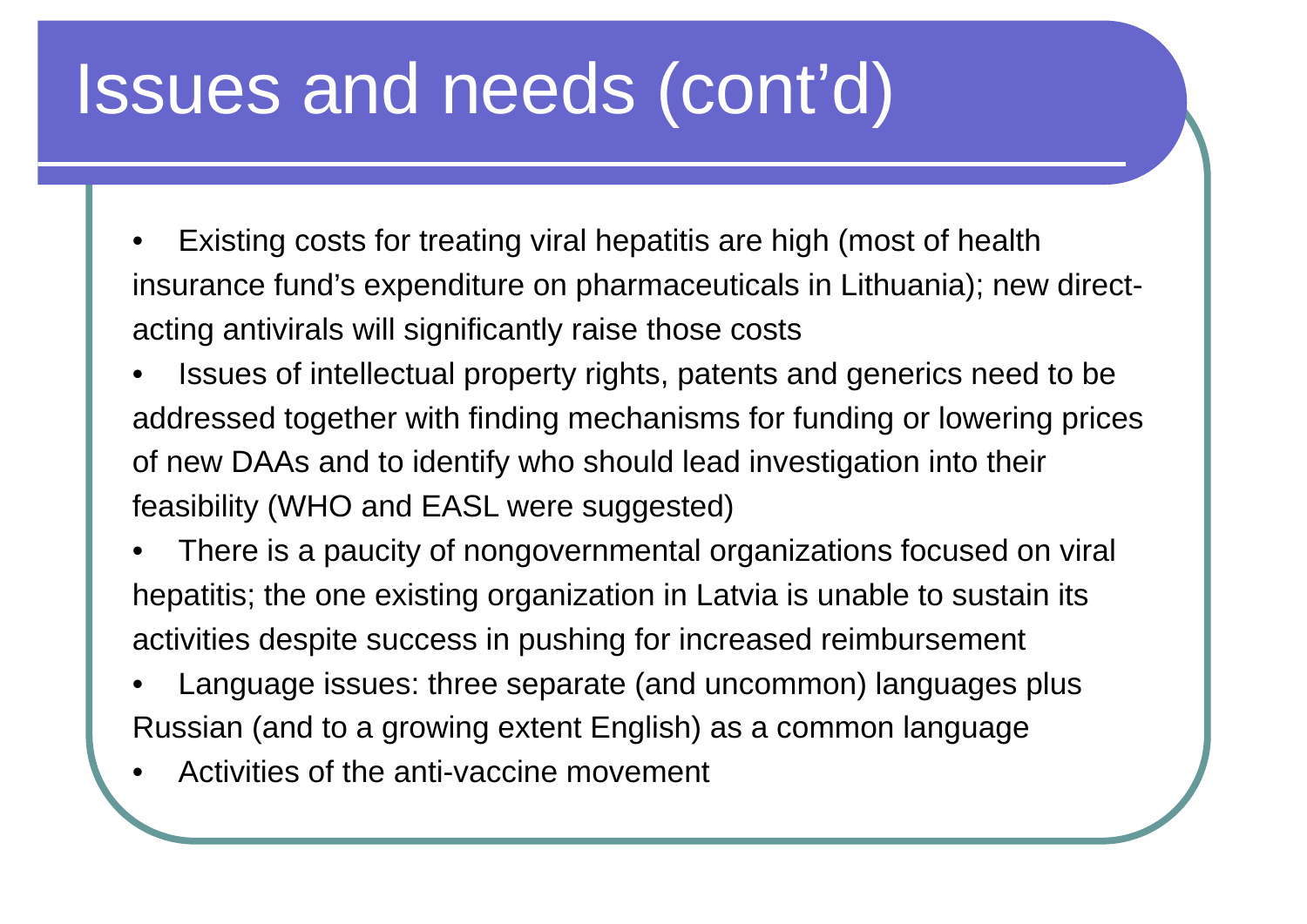# Issues and needs (cont'd)

- Existing costs for treating viral hepatitis are high (most of health insurance fund's expenditure on pharmaceuticals in Lithuania); new direct-acting antivirals will significantly raise those costs
- Issues of intellectual property rights, patents and generics need to be addressed together with finding mechanisms for funding or lowering prices of new DAAs and to identify who should lead investigation into their feasibility (WHO and EASL were suggested)
- There is a paucity of nongovernmental organizations focused on viral hepatitis; the one existing organization in Latvia is unable to sustain its activities despite success in pushing for increased reimbursement
- Language issues: three separate (and uncommon) languages plus Russian (and to a growing extent English) as a common language
- Activities of the anti-vaccine movement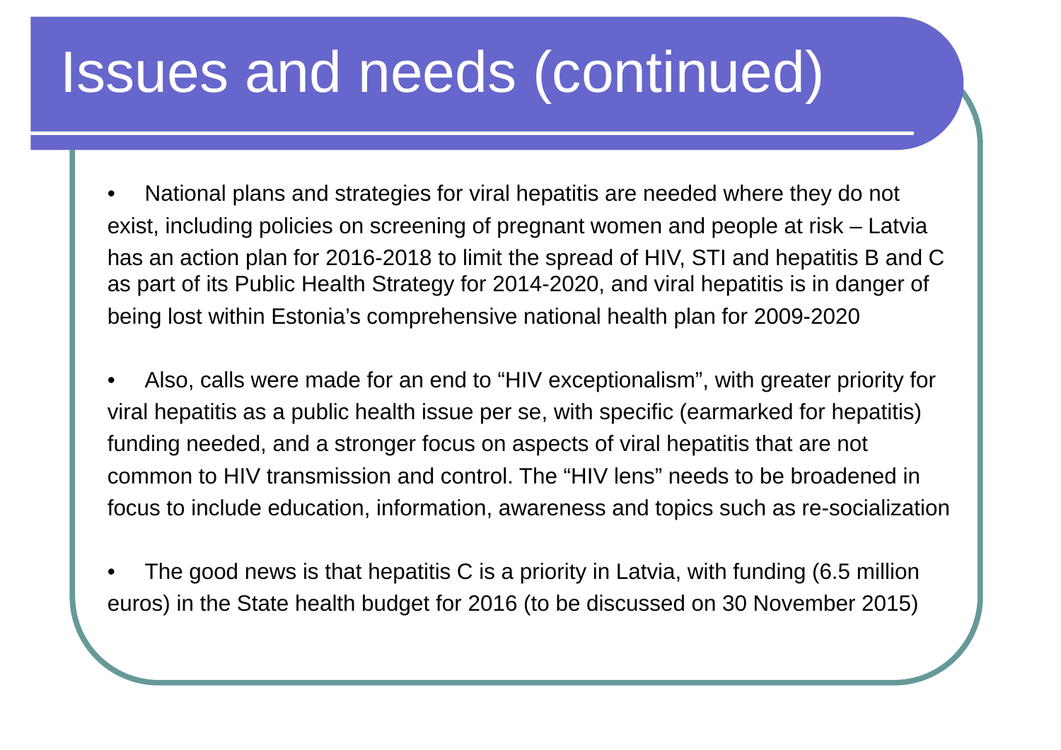# Issues and needs (continued)

- National plans and strategies for viral hepatitis are needed where they do not exist, including policies on screening of pregnant women and people at risk – Latvia has an action plan for 2016-2018 to limit the spread of HIV, STI and hepatitis B and C as part of its Public Health Strategy for 2014-2020, and viral hepatitis is in danger of being lost within Estonia's comprehensive national health plan for 2009-2020
- Also, calls were made for an end to "HIV exceptionalism", with greater priority for viral hepatitis as a public health issue per se, with specific (earmarked for hepatitis) funding needed, and a stronger focus on aspects of viral hepatitis that are not common to HIV transmission and control. The "HIV lens" needs to be broadened in focus to include education, information, awareness and topics such as re-socialization
- The good news is that hepatitis C is a priority in Latvia, with funding (6.5 million euros) in the State health budget for 2016 (to be discussed on 30 November 2015)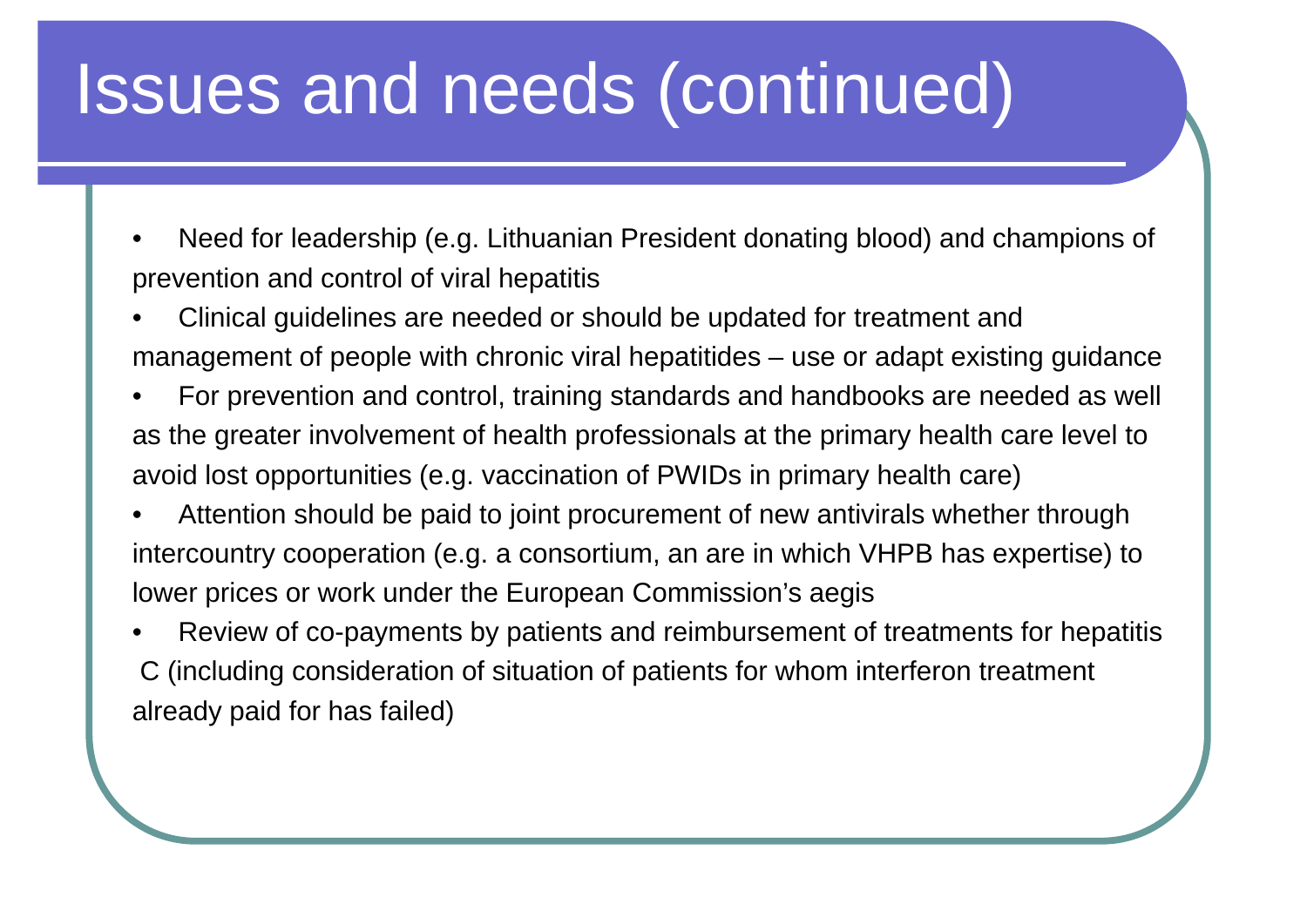# Issues and needs (continued)

- Need for leadership (e.g. Lithuanian President donating blood) and champions of prevention and control of viral hepatitis
- Clinical guidelines are needed or should be updated for treatment and management of people with chronic viral hepatitides – use or adapt existing guidance
- For prevention and control, training standards and handbooks are needed as well as the greater involvement of health professionals at the primary health care level to avoid lost opportunities (e.g. vaccination of PWIDs in primary health care)
- Attention should be paid to joint procurement of new antivirals whether through intercountry cooperation (e.g. a consortium, an are in which VHPB has expertise) to lower prices or work under the European Commission's aegis
- Review of co-payments by patients and reimbursement of treatments for hepatitis C (including consideration of situation of patients for whom interferon treatment already paid for has failed)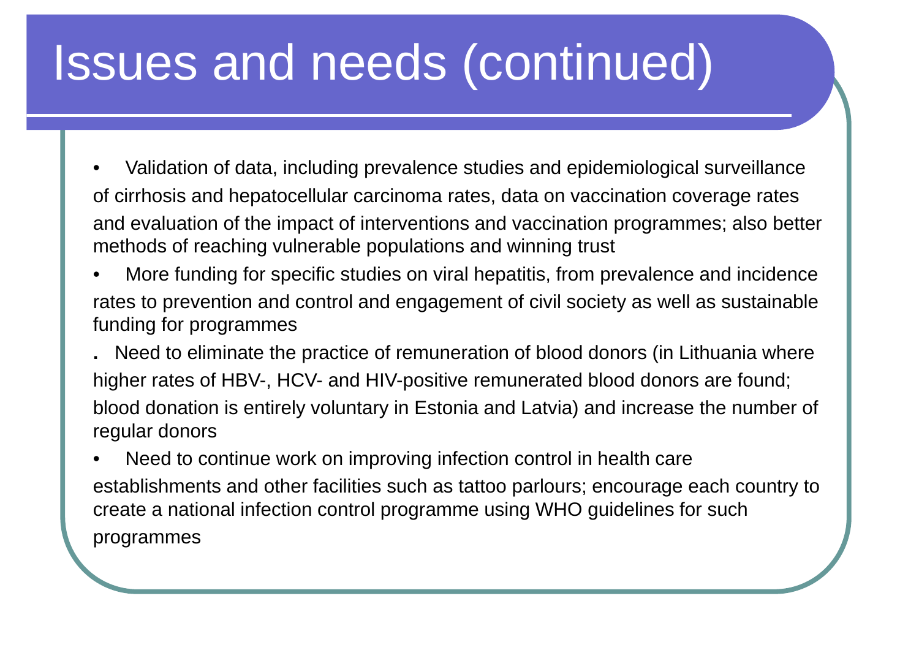# Issues and needs (continued)

- Validation of data, including prevalence studies and epidemiological surveillance of cirrhosis and hepatocellular carcinoma rates, data on vaccination coverage rates and evaluation of the impact of interventions and vaccination programmes; also better methods of reaching vulnerable populations and winning trust
- More funding for specific studies on viral hepatitis, from prevalence and incidence rates to prevention and control and engagement of civil society as well as sustainable funding for programmes
- Need to eliminate the practice of remuneration of blood donors (in Lithuania where higher rates of HBV-, HCV- and HIV-positive remunerated blood donors are found; blood donation is entirely voluntary in Estonia and Latvia) and increase the number of regular donors
- Need to continue work on improving infection control in health care establishments and other facilities such as tattoo parlours; encourage each country to create a national infection control programme using WHO guidelines for such programmes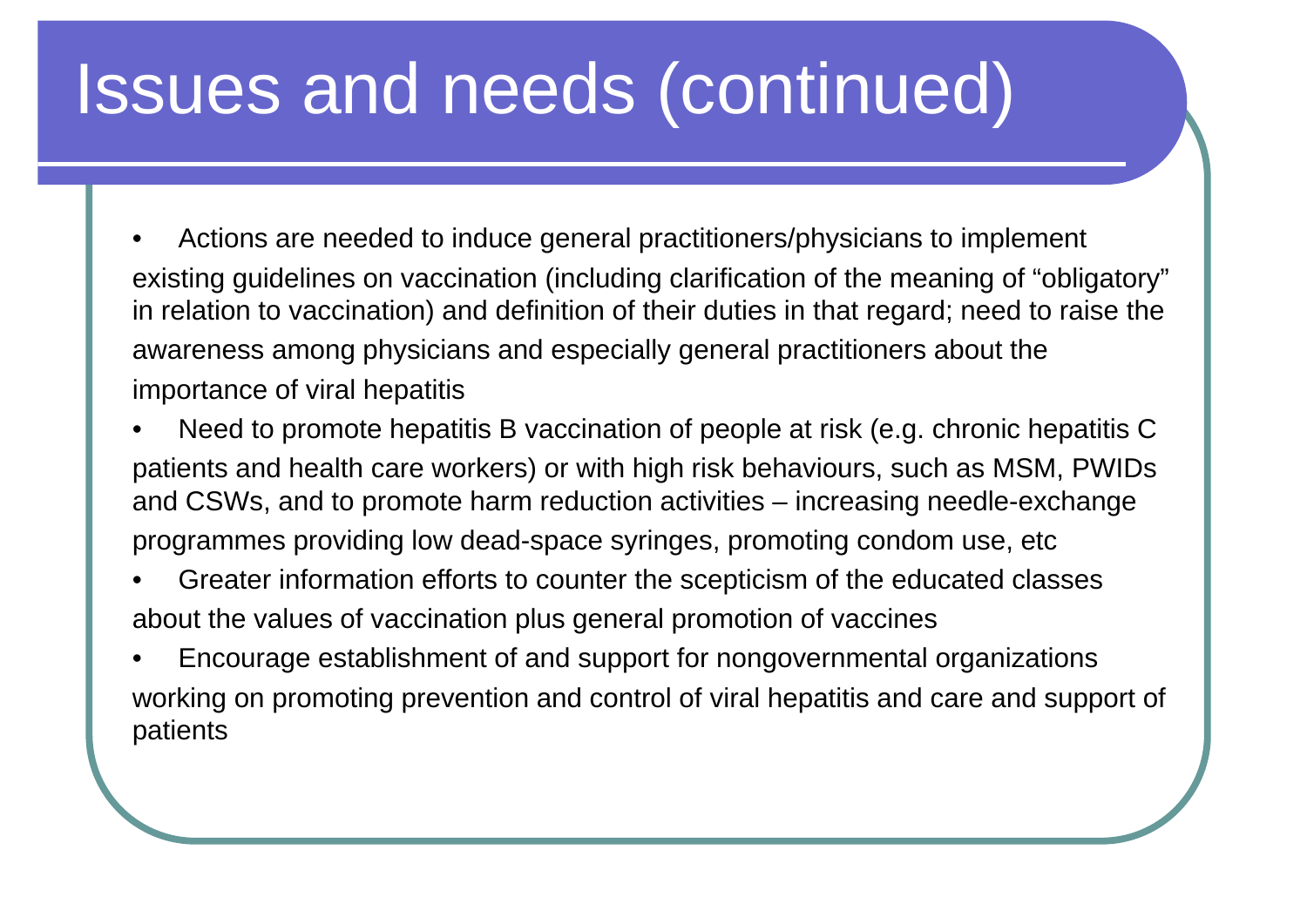# Issues and needs (continued)

- Actions are needed to induce general practitioners/physicians to implement existing guidelines on vaccination (including clarification of the meaning of "obligatory" in relation to vaccination) and definition of their duties in that regard; need to raise the awareness among physicians and especially general practitioners about the importance of viral hepatitis
- Need to promote hepatitis B vaccination of people at risk (e.g. chronic hepatitis C patients and health care workers) or with high risk behaviours, such as MSM, PWIDs and CSWs, and to promote harm reduction activities – increasing needle-exchange programmes providing low dead-space syringes, promoting condom use, etc
- Greater information efforts to counter the scepticism of the educated classes about the values of vaccination plus general promotion of vaccines
- Encourage establishment of and support for nongovernmental organizations working on promoting prevention and control of viral hepatitis and care and support of patients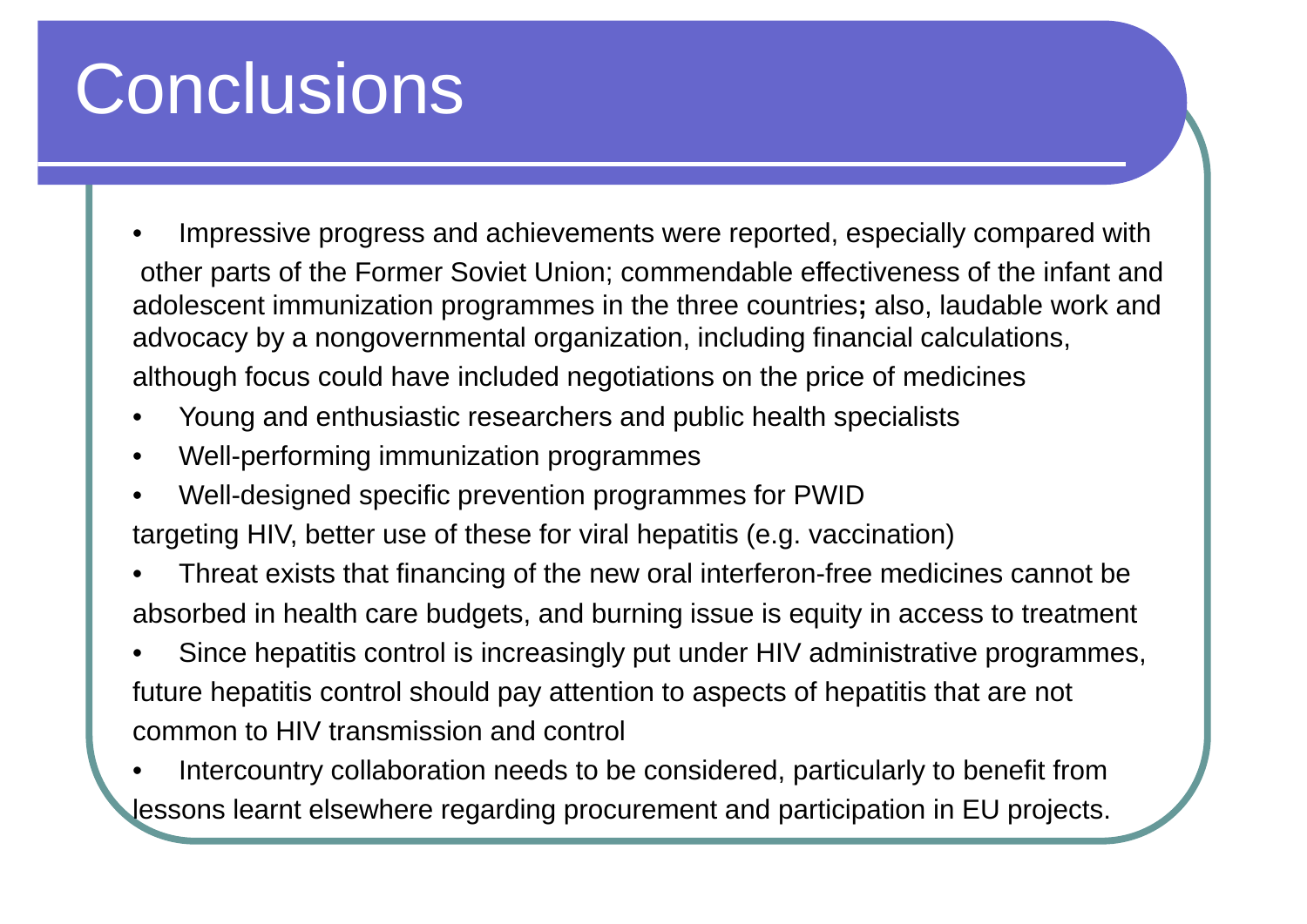# Conclusions

- Impressive progress and achievements were reported, especially compared with other parts of the Former Soviet Union; commendable effectiveness of the infant and adolescent immunization programmes in the three countries; also, laudable work and advocacy by a nongovernmental organization, including financial calculations, although focus could have included negotiations on the price of medicines
- Young and enthusiastic researchers and public health specialists
- Well-performing immunization programmes
- Well-designed specific prevention programmes for PWID targeting HIV, better use of these for viral hepatitis (e.g. vaccination)
- Threat exists that financing of the new oral interferon-free medicines cannot be absorbed in health care budgets, and burning issue is equity in access to treatment
- Since hepatitis control is increasingly put under HIV administrative programmes, future hepatitis control should pay attention to aspects of hepatitis that are not common to HIV transmission and control
- Intercountry collaboration needs to be considered, particularly to benefit from lessons learnt elsewhere regarding procurement and participation in EU projects.